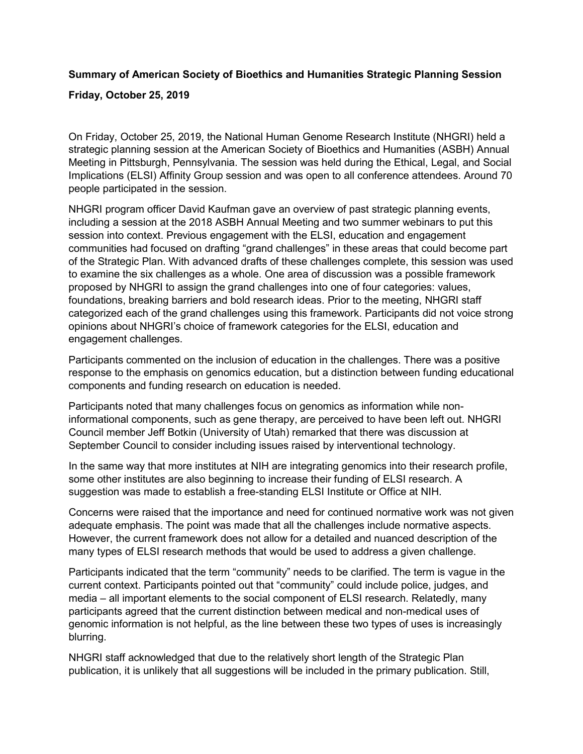**Summary of American Society of Bioethics and Humanities Strategic Planning Session**

**Friday, October 25, 2019**

On Friday, October 25, 2019, the National Human Genome Research Institute (NHGRI) held a strategic planning session at the American Society of Bioethics and Humanities (ASBH) Annual Meeting in Pittsburgh, Pennsylvania. The session was held during the Ethical, Legal, and Social Implications (ELSI) Affinity Group session and was open to all conference attendees. Around 70 people participated in the session.

NHGRI program officer David Kaufman gave an overview of past strategic planning events, including a session at the 2018 ASBH Annual Meeting and two summer webinars to put this session into context. Previous engagement with the ELSI, education and engagement communities had focused on drafting "grand challenges" in these areas that could become part of the Strategic Plan. With advanced drafts of these challenges complete, this session was used to examine the six challenges as a whole. One area of discussion was a possible framework proposed by NHGRI to assign the grand challenges into one of four categories: values, foundations, breaking barriers and bold research ideas. Prior to the meeting, NHGRI staff categorized each of the grand challenges using this framework. Participants did not voice strong opinions about NHGRI's choice of framework categories for the ELSI, education and engagement challenges.

Participants commented on the inclusion of education in the challenges. There was a positive response to the emphasis on genomics education, but a distinction between funding educational components and funding research on education is needed.

Participants noted that many challenges focus on genomics as information while non-informational components, such as gene therapy, are perceived to have been left out. NHGRI Council member Jeff Botkin (University of Utah) remarked that there was discussion at September Council to consider including issues raised by interventional technology.

In the same way that more institutes at NIH are integrating genomics into their research profile, some other institutes are also beginning to increase their funding of ELSI research. A suggestion was made to establish a free-standing ELSI Institute or Office at NIH.

Concerns were raised that the importance and need for continued normative work was not given adequate emphasis. The point was made that all the challenges include normative aspects. However, the current framework does not allow for a detailed and nuanced description of the many types of ELSI research methods that would be used to address a given challenge.

Participants indicated that the term "community" needs to be clarified. The term is vague in the current context. Participants pointed out that "community" could include police, judges, and media – all important elements to the social component of ELSI research. Relatedly, many participants agreed that the current distinction between medical and non-medical uses of genomic information is not helpful, as the line between these two types of uses is increasingly blurring.

NHGRI staff acknowledged that due to the relatively short length of the Strategic Plan publication, it is unlikely that all suggestions will be included in the primary publication. Still,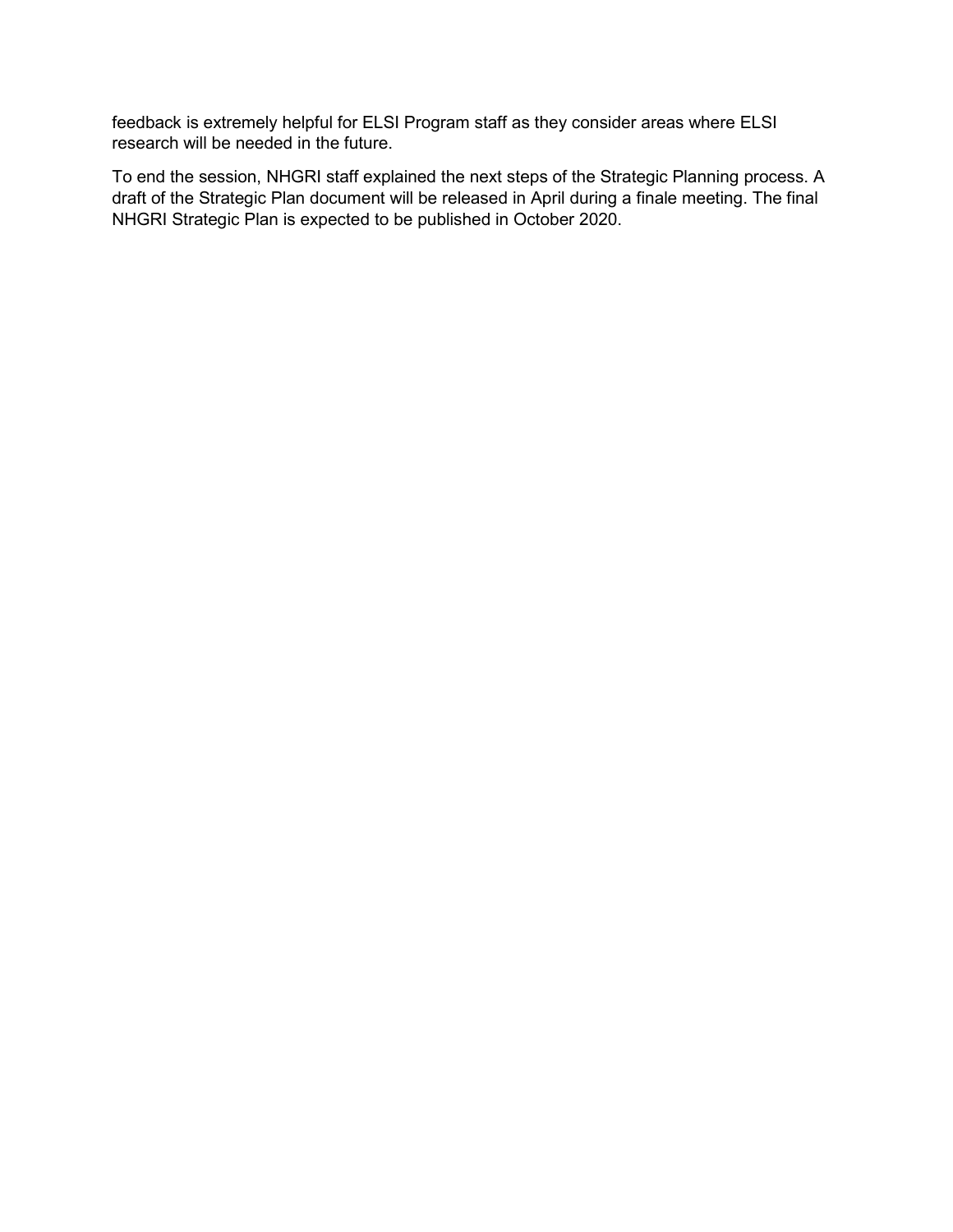feedback is extremely helpful for ELSI Program staff as they consider areas where ELSI research will be needed in the future.

To end the session, NHGRI staff explained the next steps of the Strategic Planning process. A draft of the Strategic Plan document will be released in April during a finale meeting. The final NHGRI Strategic Plan is expected to be published in October 2020.